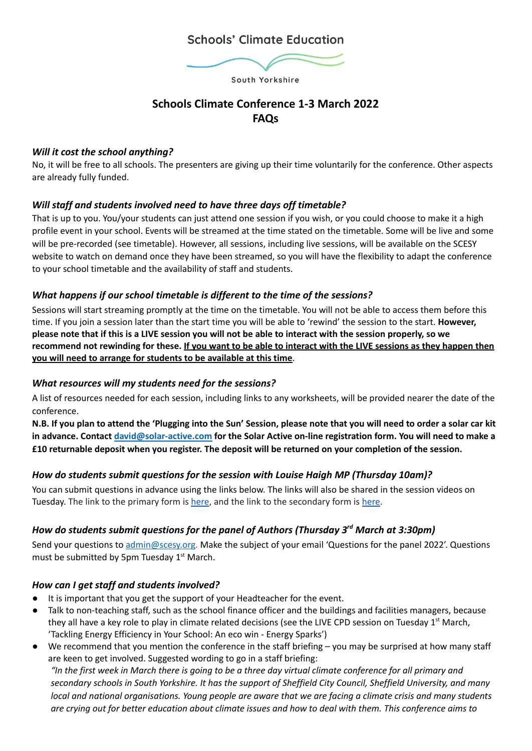Schools' Climate Education

South Yorkshire

# Schools Climate Conference 1-3 March 2022
# FAQs

### *Will it cost the school anything?*

No, it will be free to all schools. The presenters are giving up their time voluntarily for the conference. Other aspects are already fully funded.

### *Will staff and students involved need to have three days off timetable?*

That is up to you. You/your students can just attend one session if you wish, or you could choose to make it a high profile event in your school. Events will be streamed at the time stated on the timetable. Some will be live and some will be pre-recorded (see timetable). However, all sessions, including live sessions, will be available on the SCESY website to watch on demand once they have been streamed, so you will have the flexibility to adapt the conference to your school timetable and the availability of staff and students.

### *What happens if our school timetable is different to the time of the sessions?*

Sessions will start streaming promptly at the time on the timetable. You will not be able to access them before this time. If you join a session later than the start time you will be able to 'rewind' the session to the start. **However, please note that if this is a LIVE session you will not be able to interact with the session properly, so we recommend not rewinding for these. <u>If you want to be able to interact with the LIVE sessions as they happen then you will need to arrange for students to be available at this time</u>**.

### *What resources will my students need for the sessions?*

A list of resources needed for each session, including links to any worksheets, will be provided nearer the date of the conference.

**N.B. If you plan to attend the 'Plugging into the Sun' Session, please note that you will need to order a solar car kit in advance. Contact [david@solar-active.com](mailto:david@solar-active.com) for the Solar Active on-line registration form. You will need to make a £10 returnable deposit when you register. The deposit will be returned on your completion of the session.**

### *How do students submit questions for the session with Louise Haigh MP (Thursday 10am)?*

You can submit questions in advance using the links below. The links will also be shared in the session videos on Tuesday. The link to the primary form is here, and the link to the secondary form is here.

### *How do students submit questions for the panel of Authors (Thursday 3rd March at 3:30pm)*

Send your questions to [admin@scesy.org](mailto:admin@scesy.org). Make the subject of your email 'Questions for the panel 2022'. Questions must be submitted by 5pm Tuesday 1st March.

### *How can I get staff and students involved?*

- It is important that you get the support of your Headteacher for the event.
- Talk to non-teaching staff, such as the school finance officer and the buildings and facilities managers, because they all have a key role to play in climate related decisions (see the LIVE CPD session on Tuesday 1st March, 'Tackling Energy Efficiency in Your School: An eco win - Energy Sparks')
- We recommend that you mention the conference in the staff briefing – you may be surprised at how many staff are keen to get involved. Suggested wording to go in a staff briefing:
  *"In the first week in March there is going to be a three day virtual climate conference for all primary and secondary schools in South Yorkshire. It has the support of Sheffield City Council, Sheffield University, and many local and national organisations. Young people are aware that we are facing a climate crisis and many students are crying out for better education about climate issues and how to deal with them. This conference aims to*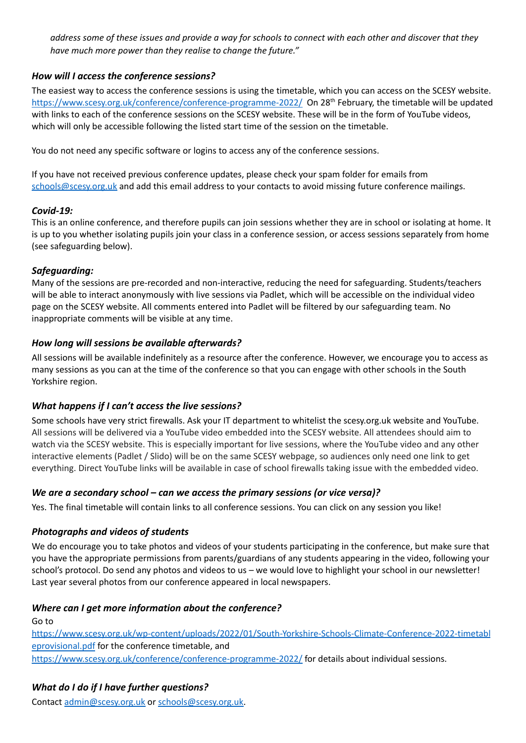*address some of these issues and provide a way for schools to connect with each other and discover that they have much more power than they realise to change the future."*

### *How will I access the conference sessions?*

The easiest way to access the conference sessions is using the timetable, which you can access on the SCESY website. https://www.scesy.org.uk/conference/conference-programme-2022/ On 28th February, the timetable will be updated with links to each of the conference sessions on the SCESY website. These will be in the form of YouTube videos, which will only be accessible following the listed start time of the session on the timetable.

You do not need any specific software or logins to access any of the conference sessions.

If you have not received previous conference updates, please check your spam folder for emails from schools@scesy.org.uk and add this email address to your contacts to avoid missing future conference mailings.

### *Covid-19:*

This is an online conference, and therefore pupils can join sessions whether they are in school or isolating at home. It is up to you whether isolating pupils join your class in a conference session, or access sessions separately from home (see safeguarding below).

### *Safeguarding:*

Many of the sessions are pre-recorded and non-interactive, reducing the need for safeguarding. Students/teachers will be able to interact anonymously with live sessions via Padlet, which will be accessible on the individual video page on the SCESY website. All comments entered into Padlet will be filtered by our safeguarding team. No inappropriate comments will be visible at any time.

### *How long will sessions be available afterwards?*

All sessions will be available indefinitely as a resource after the conference. However, we encourage you to access as many sessions as you can at the time of the conference so that you can engage with other schools in the South Yorkshire region.

### *What happens if I can't access the live sessions?*

Some schools have very strict firewalls. Ask your IT department to whitelist the scesy.org.uk website and YouTube. All sessions will be delivered via a YouTube video embedded into the SCESY website. All attendees should aim to watch via the SCESY website. This is especially important for live sessions, where the YouTube video and any other interactive elements (Padlet / Slido) will be on the same SCESY webpage, so audiences only need one link to get everything. Direct YouTube links will be available in case of school firewalls taking issue with the embedded video.

### *We are a secondary school – can we access the primary sessions (or vice versa)?*

Yes. The final timetable will contain links to all conference sessions. You can click on any session you like!

### *Photographs and videos of students*

We do encourage you to take photos and videos of your students participating in the conference, but make sure that you have the appropriate permissions from parents/guardians of any students appearing in the video, following your school's protocol. Do send any photos and videos to us – we would love to highlight your school in our newsletter! Last year several photos from our conference appeared in local newspapers.

### *Where can I get more information about the conference?*

Go to https://www.scesy.org.uk/wp-content/uploads/2022/01/South-Yorkshire-Schools-Climate-Conference-2022-timetableprovisional.pdf for the conference timetable, and https://www.scesy.org.uk/conference/conference-programme-2022/ for details about individual sessions.

### *What do I do if I have further questions?*

Contact admin@scesy.org.uk or schools@scesy.org.uk.